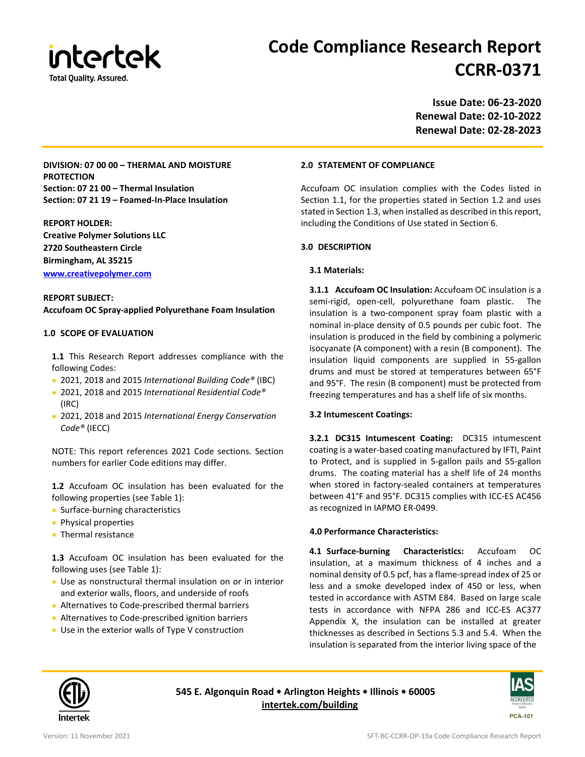# Code Compliance Research Report CCRR-0371

**Issue Date: 06-23-2020**
**Renewal Date: 02-10-2022**
**Renewal Date: 02-28-2023**

**DIVISION: 07 00 00 – THERMAL AND MOISTURE PROTECTION**
**Section: 07 21 00 – Thermal Insulation**
**Section: 07 21 19 – Foamed-In-Place Insulation**

**REPORT HOLDER:**
**Creative Polymer Solutions LLC**
**2720 Southeastern Circle**
**Birmingham, AL 35215**
**[www.creativepolymer.com](www.creativepolymer.com)**

**REPORT SUBJECT:**
**Accufoam OC Spray-applied Polyurethane Foam Insulation**

## 1.0 SCOPE OF EVALUATION

**1.1** This Research Report addresses compliance with the following Codes:

- 2021, 2018 and 2015 *International Building Code®* (IBC)
- 2021, 2018 and 2015 *International Residential Code®* (IRC)
- 2021, 2018 and 2015 *International Energy Conservation Code®* (IECC)

NOTE: This report references 2021 Code sections. Section numbers for earlier Code editions may differ.

**1.2** Accufoam OC insulation has been evaluated for the following properties (see Table 1):

- Surface-burning characteristics
- Physical properties
- Thermal resistance

**1.3** Accufoam OC insulation has been evaluated for the following uses (see Table 1):

- Use as nonstructural thermal insulation on or in interior and exterior walls, floors, and underside of roofs
- Alternatives to Code-prescribed thermal barriers
- Alternatives to Code-prescribed ignition barriers
- Use in the exterior walls of Type V construction

## 2.0 STATEMENT OF COMPLIANCE

Accufoam OC insulation complies with the Codes listed in Section 1.1, for the properties stated in Section 1.2 and uses stated in Section 1.3, when installed as described in this report, including the Conditions of Use stated in Section 6.

## 3.0 DESCRIPTION

### 3.1 Materials:

**3.1.1 Accufoam OC Insulation:** Accufoam OC insulation is a semi-rigid, open-cell, polyurethane foam plastic. The insulation is a two-component spray foam plastic with a nominal in-place density of 0.5 pounds per cubic foot. The insulation is produced in the field by combining a polymeric isocyanate (A component) with a resin (B component). The insulation liquid components are supplied in 55-gallon drums and must be stored at temperatures between 65°F and 95°F. The resin (B component) must be protected from freezing temperatures and has a shelf life of six months.

### 3.2 Intumescent Coatings:

**3.2.1 DC315 Intumescent Coating:** DC315 intumescent coating is a water-based coating manufactured by IFTI, Paint to Protect, and is supplied in 5-gallon pails and 55-gallon drums. The coating material has a shelf life of 24 months when stored in factory-sealed containers at temperatures between 41°F and 95°F. DC315 complies with ICC-ES AC456 as recognized in IAPMO ER-0499.

### 4.0 Performance Characteristics:

**4.1 Surface-burning Characteristics:** Accufoam OC insulation, at a maximum thickness of 4 inches and a nominal density of 0.5 pcf, has a flame-spread index of 25 or less and a smoke developed index of 450 or less, when tested in accordance with ASTM E84. Based on large scale tests in accordance with NFPA 286 and ICC-ES AC377 Appendix X, the insulation can be installed at greater thicknesses as described in Sections 5.3 and 5.4. When the insulation is separated from the interior living space of the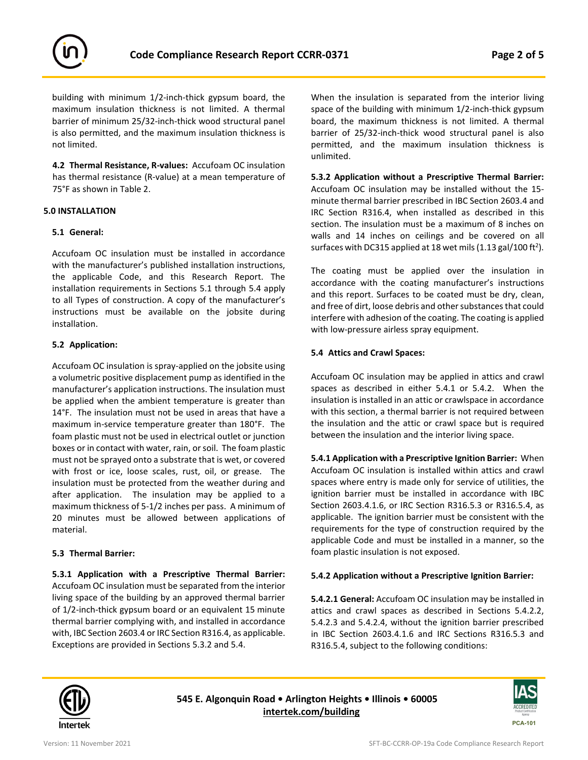building with minimum 1/2-inch-thick gypsum board, the maximum insulation thickness is not limited. A thermal barrier of minimum 25/32-inch-thick wood structural panel is also permitted, and the maximum insulation thickness is not limited.

**4.2 Thermal Resistance, R-values:** Accufoam OC insulation has thermal resistance (R-value) at a mean temperature of 75°F as shown in Table 2.

**5.0 INSTALLATION**

**5.1 General:**

Accufoam OC insulation must be installed in accordance with the manufacturer's published installation instructions, the applicable Code, and this Research Report. The installation requirements in Sections 5.1 through 5.4 apply to all Types of construction. A copy of the manufacturer's instructions must be available on the jobsite during installation.

**5.2 Application:**

Accufoam OC insulation is spray-applied on the jobsite using a volumetric positive displacement pump as identified in the manufacturer's application instructions. The insulation must be applied when the ambient temperature is greater than 14°F. The insulation must not be used in areas that have a maximum in-service temperature greater than 180°F. The foam plastic must not be used in electrical outlet or junction boxes or in contact with water, rain, or soil. The foam plastic must not be sprayed onto a substrate that is wet, or covered with frost or ice, loose scales, rust, oil, or grease. The insulation must be protected from the weather during and after application. The insulation may be applied to a maximum thickness of 5-1/2 inches per pass. A minimum of 20 minutes must be allowed between applications of material.

**5.3 Thermal Barrier:**

**5.3.1 Application with a Prescriptive Thermal Barrier:** Accufoam OC insulation must be separated from the interior living space of the building by an approved thermal barrier of 1/2-inch-thick gypsum board or an equivalent 15 minute thermal barrier complying with, and installed in accordance with, IBC Section 2603.4 or IRC Section R316.4, as applicable. Exceptions are provided in Sections 5.3.2 and 5.4.

When the insulation is separated from the interior living space of the building with minimum 1/2-inch-thick gypsum board, the maximum thickness is not limited. A thermal barrier of 25/32-inch-thick wood structural panel is also permitted, and the maximum insulation thickness is unlimited.

**5.3.2 Application without a Prescriptive Thermal Barrier:** Accufoam OC insulation may be installed without the 15-minute thermal barrier prescribed in IBC Section 2603.4 and IRC Section R316.4, when installed as described in this section. The insulation must be a maximum of 8 inches on walls and 14 inches on ceilings and be covered on all surfaces with DC315 applied at 18 wet mils (1.13 gal/100 ft$^2$).

The coating must be applied over the insulation in accordance with the coating manufacturer's instructions and this report. Surfaces to be coated must be dry, clean, and free of dirt, loose debris and other substances that could interfere with adhesion of the coating. The coating is applied with low-pressure airless spray equipment.

**5.4 Attics and Crawl Spaces:**

Accufoam OC insulation may be applied in attics and crawl spaces as described in either 5.4.1 or 5.4.2. When the insulation is installed in an attic or crawlspace in accordance with this section, a thermal barrier is not required between the insulation and the attic or crawl space but is required between the insulation and the interior living space.

**5.4.1 Application with a Prescriptive Ignition Barrier:** When Accufoam OC insulation is installed within attics and crawl spaces where entry is made only for service of utilities, the ignition barrier must be installed in accordance with IBC Section 2603.4.1.6, or IRC Section R316.5.3 or R316.5.4, as applicable. The ignition barrier must be consistent with the requirements for the type of construction required by the applicable Code and must be installed in a manner, so the foam plastic insulation is not exposed.

**5.4.2 Application without a Prescriptive Ignition Barrier:**

**5.4.2.1 General:** Accufoam OC insulation may be installed in attics and crawl spaces as described in Sections 5.4.2.2, 5.4.2.3 and 5.4.2.4, without the ignition barrier prescribed in IBC Section 2603.4.1.6 and IRC Sections R316.5.3 and R316.5.4, subject to the following conditions: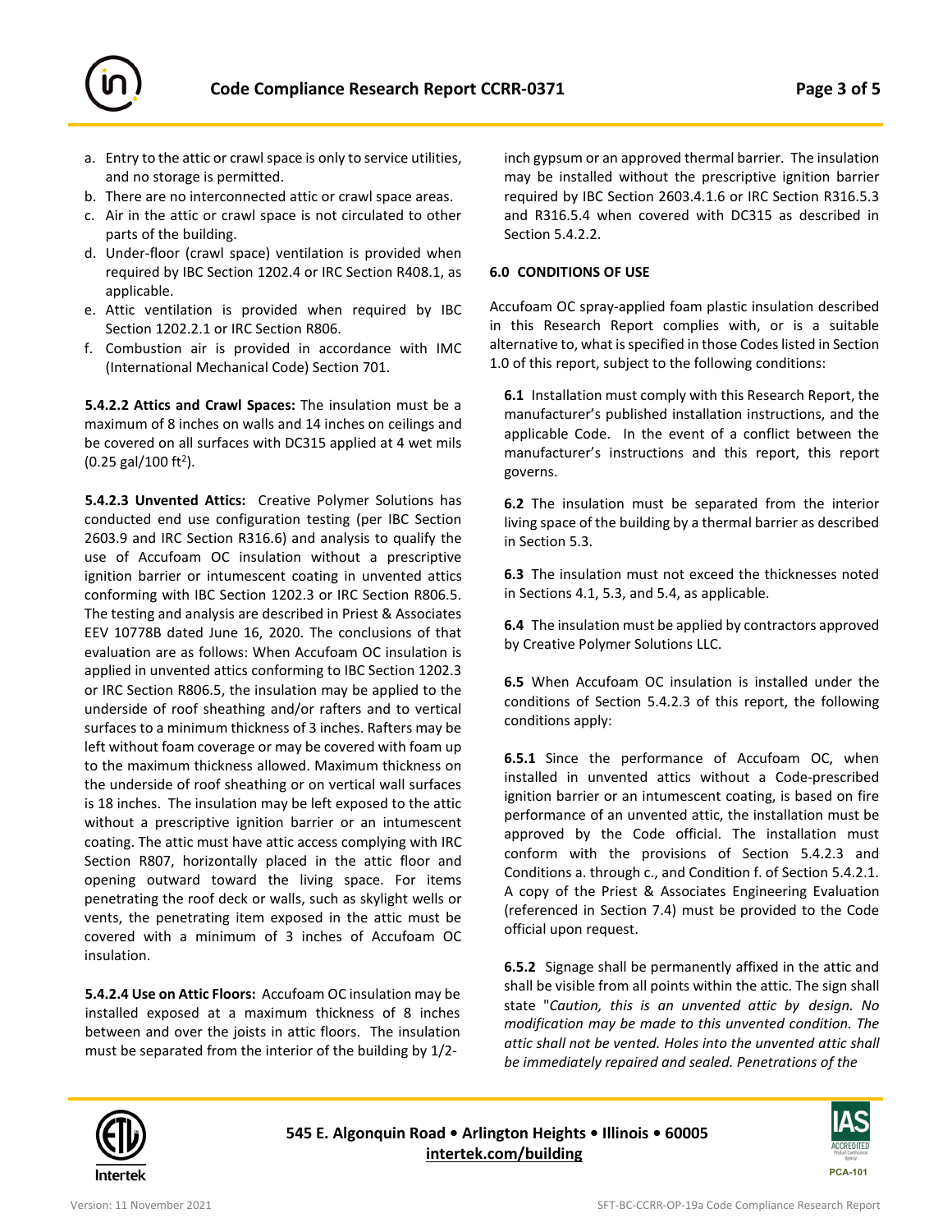a. Entry to the attic or crawl space is only to service utilities, and no storage is permitted.
b. There are no interconnected attic or crawl space areas.
c. Air in the attic or crawl space is not circulated to other parts of the building.
d. Under-floor (crawl space) ventilation is provided when required by IBC Section 1202.4 or IRC Section R408.1, as applicable.
e. Attic ventilation is provided when required by IBC Section 1202.2.1 or IRC Section R806.
f. Combustion air is provided in accordance with IMC (International Mechanical Code) Section 701.

**5.4.2.2 Attics and Crawl Spaces:** The insulation must be a maximum of 8 inches on walls and 14 inches on ceilings and be covered on all surfaces with DC315 applied at 4 wet mils (0.25 gal/100 $ft^2$).

**5.4.2.3 Unvented Attics:** Creative Polymer Solutions has conducted end use configuration testing (per IBC Section 2603.9 and IRC Section R316.6) and analysis to qualify the use of Accufoam OC insulation without a prescriptive ignition barrier or intumescent coating in unvented attics conforming with IBC Section 1202.3 or IRC Section R806.5. The testing and analysis are described in Priest & Associates EEV 10778B dated June 16, 2020. The conclusions of that evaluation are as follows: When Accufoam OC insulation is applied in unvented attics conforming to IBC Section 1202.3 or IRC Section R806.5, the insulation may be applied to the underside of roof sheathing and/or rafters and to vertical surfaces to a minimum thickness of 3 inches. Rafters may be left without foam coverage or may be covered with foam up to the maximum thickness allowed. Maximum thickness on the underside of roof sheathing or on vertical wall surfaces is 18 inches. The insulation may be left exposed to the attic without a prescriptive ignition barrier or an intumescent coating. The attic must have attic access complying with IRC Section R807, horizontally placed in the attic floor and opening outward toward the living space. For items penetrating the roof deck or walls, such as skylight wells or vents, the penetrating item exposed in the attic must be covered with a minimum of 3 inches of Accufoam OC insulation.

**5.4.2.4 Use on Attic Floors:** Accufoam OC insulation may be installed exposed at a maximum thickness of 8 inches between and over the joists in attic floors. The insulation must be separated from the interior of the building by 1/2-inch gypsum or an approved thermal barrier. The insulation may be installed without the prescriptive ignition barrier required by IBC Section 2603.4.1.6 or IRC Section R316.5.3 and R316.5.4 when covered with DC315 as described in Section 5.4.2.2.

**6.0 CONDITIONS OF USE**

Accufoam OC spray-applied foam plastic insulation described in this Research Report complies with, or is a suitable alternative to, what is specified in those Codes listed in Section 1.0 of this report, subject to the following conditions:

**6.1** Installation must comply with this Research Report, the manufacturer's published installation instructions, and the applicable Code. In the event of a conflict between the manufacturer's instructions and this report, this report governs.

**6.2** The insulation must be separated from the interior living space of the building by a thermal barrier as described in Section 5.3.

**6.3** The insulation must not exceed the thicknesses noted in Sections 4.1, 5.3, and 5.4, as applicable.

**6.4** The insulation must be applied by contractors approved by Creative Polymer Solutions LLC.

**6.5** When Accufoam OC insulation is installed under the conditions of Section 5.4.2.3 of this report, the following conditions apply:

**6.5.1** Since the performance of Accufoam OC, when installed in unvented attics without a Code-prescribed ignition barrier or an intumescent coating, is based on fire performance of an unvented attic, the installation must be approved by the Code official. The installation must conform with the provisions of Section 5.4.2.3 and Conditions a. through c., and Condition f. of Section 5.4.2.1. A copy of the Priest & Associates Engineering Evaluation (referenced in Section 7.4) must be provided to the Code official upon request.

**6.5.2** Signage shall be permanently affixed in the attic and shall be visible from all points within the attic. The sign shall state "*Caution, this is an unvented attic by design. No modification may be made to this unvented condition. The attic shall not be vented. Holes into the unvented attic shall be immediately repaired and sealed. Penetrations of the*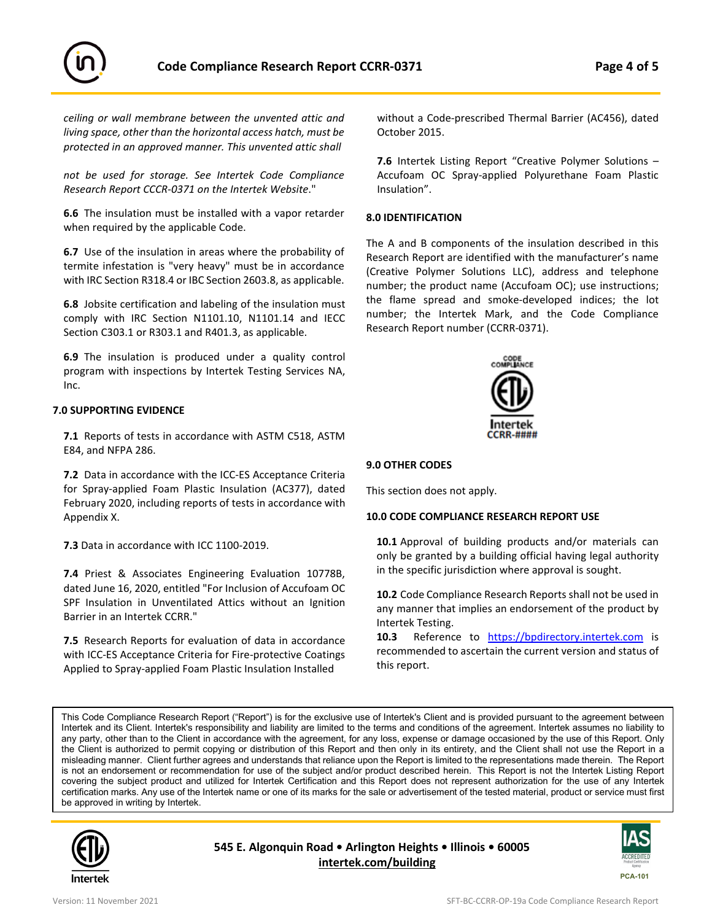*ceiling or wall membrane between the unvented attic and living space, other than the horizontal access hatch, must be protected in an approved manner. This unvented attic shall*

*not be used for storage. See Intertek Code Compliance Research Report CCCR-0371 on the Intertek Website*."

**6.6** The insulation must be installed with a vapor retarder when required by the applicable Code.

**6.7** Use of the insulation in areas where the probability of termite infestation is "very heavy" must be in accordance with IRC Section R318.4 or IBC Section 2603.8, as applicable.

**6.8** Jobsite certification and labeling of the insulation must comply with IRC Section N1101.10, N1101.14 and IECC Section C303.1 or R303.1 and R401.3, as applicable.

**6.9** The insulation is produced under a quality control program with inspections by Intertek Testing Services NA, Inc.

## 7.0 SUPPORTING EVIDENCE

**7.1** Reports of tests in accordance with ASTM C518, ASTM E84, and NFPA 286.

**7.2** Data in accordance with the ICC-ES Acceptance Criteria for Spray-applied Foam Plastic Insulation (AC377), dated February 2020, including reports of tests in accordance with Appendix X.

**7.3** Data in accordance with ICC 1100-2019.

**7.4** Priest & Associates Engineering Evaluation 10778B, dated June 16, 2020, entitled "For Inclusion of Accufoam OC SPF Insulation in Unventilated Attics without an Ignition Barrier in an Intertek CCRR."

**7.5** Research Reports for evaluation of data in accordance with ICC-ES Acceptance Criteria for Fire-protective Coatings Applied to Spray-applied Foam Plastic Insulation Installed without a Code-prescribed Thermal Barrier (AC456), dated October 2015.

**7.6** Intertek Listing Report "Creative Polymer Solutions – Accufoam OC Spray-applied Polyurethane Foam Plastic Insulation".

## 8.0 IDENTIFICATION

The A and B components of the insulation described in this Research Report are identified with the manufacturer's name (Creative Polymer Solutions LLC), address and telephone number; the product name (Accufoam OC); use instructions; the flame spread and smoke-developed indices; the lot number; the Intertek Mark, and the Code Compliance Research Report number (CCRR-0371).

CODE COMPLIANCE
Intertek
CCRR-####

## 9.0 OTHER CODES

This section does not apply.

## 10.0 CODE COMPLIANCE RESEARCH REPORT USE

**10.1** Approval of building products and/or materials can only be granted by a building official having legal authority in the specific jurisdiction where approval is sought.

**10.2** Code Compliance Research Reports shall not be used in any manner that implies an endorsement of the product by Intertek Testing.

**10.3** Reference to https://bpdirectory.intertek.com is recommended to ascertain the current version and status of this report.

This Code Compliance Research Report ("Report") is for the exclusive use of Intertek's Client and is provided pursuant to the agreement between Intertek and its Client. Intertek's responsibility and liability are limited to the terms and conditions of the agreement. Intertek assumes no liability to any party, other than to the Client in accordance with the agreement, for any loss, expense or damage occasioned by the use of this Report. Only the Client is authorized to permit copying or distribution of this Report and then only in its entirety, and the Client shall not use the Report in a misleading manner. Client further agrees and understands that reliance upon the Report is limited to the representations made therein. The Report is not an endorsement or recommendation for use of the subject and/or product described herein. This Report is not the Intertek Listing Report covering the subject product and utilized for Intertek Certification and this Report does not represent authorization for the use of any Intertek certification marks. Any use of the Intertek name or one of its marks for the sale or advertisement of the tested material, product or service must first be approved in writing by Intertek.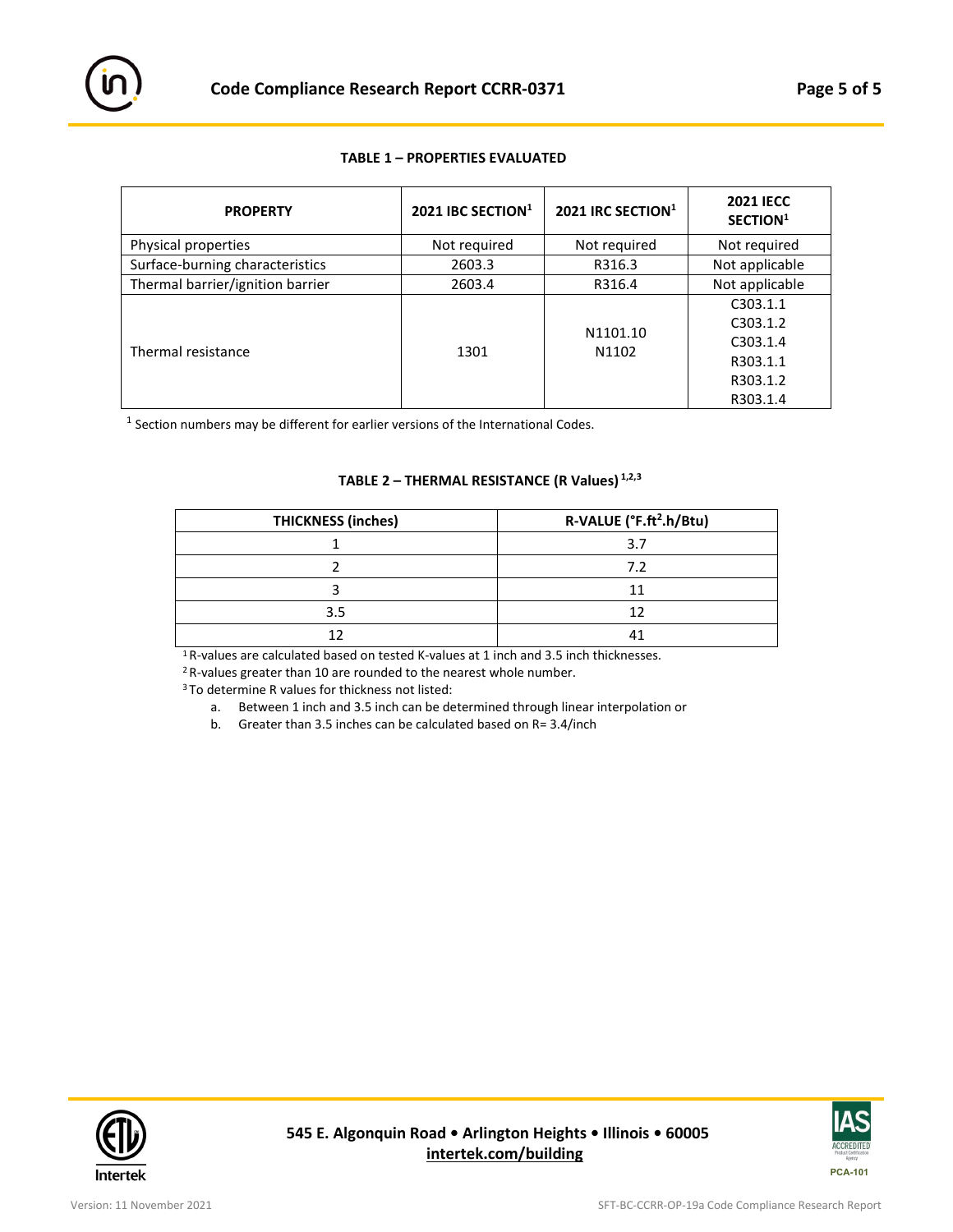**TABLE 1 – PROPERTIES EVALUATED**

| PROPERTY | 2021 IBC SECTION[1] | 2021 IRC SECTION[1] | 2021 IECC SECTION[1] |
|---|---|---|---|
| Physical properties | Not required | Not required | Not required |
| Surface-burning characteristics | 2603.3 | R316.3 | Not applicable |
| Thermal barrier/ignition barrier | 2603.4 | R316.4 | Not applicable |
| Thermal resistance | 1301 | N1101.10<br>N1102 | C303.1.1<br>C303.1.2<br>C303.1.4<br>R303.1.1<br>R303.1.2<br>R303.1.4 |

[1] Section numbers may be different for earlier versions of the International Codes.

**TABLE 2 – THERMAL RESISTANCE (R Values) [1,2,3]**

| THICKNESS (inches) | R-VALUE (°F.ft$^2$.h/Btu) |
|---|---|
| 1 | 3.7 |
| 2 | 7.2 |
| 3 | 11 |
| 3.5 | 12 |
| 12 | 41 |

[1] R-values are calculated based on tested K-values at 1 inch and 3.5 inch thicknesses.

[2] R-values greater than 10 are rounded to the nearest whole number.

[3] To determine R values for thickness not listed:

a. Between 1 inch and 3.5 inch can be determined through linear interpolation or
b. Greater than 3.5 inches can be calculated based on R= 3.4/inch